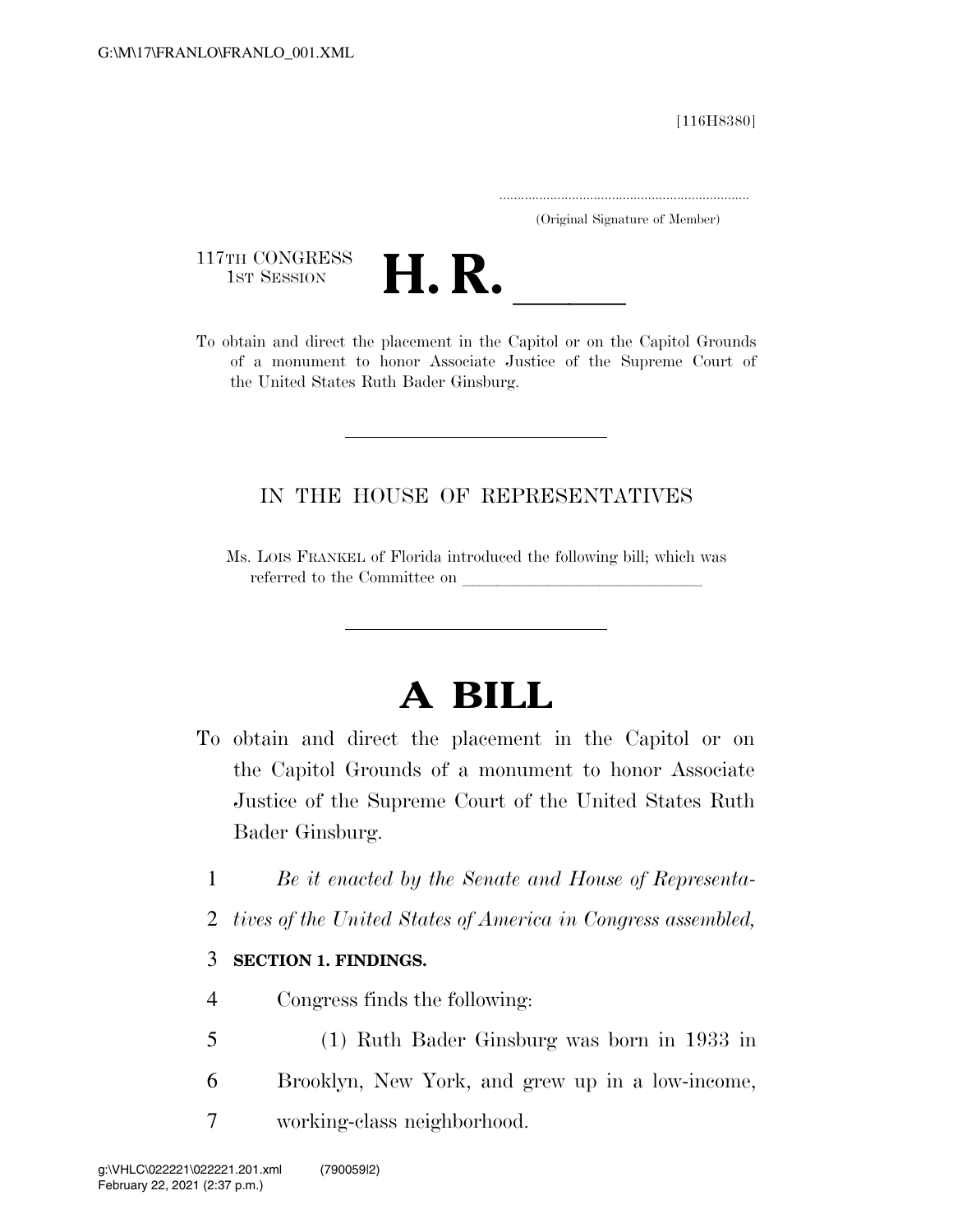[116H8380]

.....................................................................
(Original Signature of Member)

117TH CONGRESS
1ST SESSION

# H. R. ______

To obtain and direct the placement in the Capitol or on the Capitol Grounds of a monument to honor Associate Justice of the Supreme Court of the United States Ruth Bader Ginsburg.

---

IN THE HOUSE OF REPRESENTATIVES

Ms. LOIS FRANKEL of Florida introduced the following bill; which was referred to the Committee on ______________________________

---

# A BILL

To obtain and direct the placement in the Capitol or on the Capitol Grounds of a monument to honor Associate Justice of the Supreme Court of the United States Ruth Bader Ginsburg.

1 *Be it enacted by the Senate and House of Representa-*
2 *tives of the United States of America in Congress assembled,*

3 **SECTION 1. FINDINGS.**

4 Congress finds the following:

5 (1) Ruth Bader Ginsburg was born in 1933 in
6 Brooklyn, New York, and grew up in a low-income,
7 working-class neighborhood.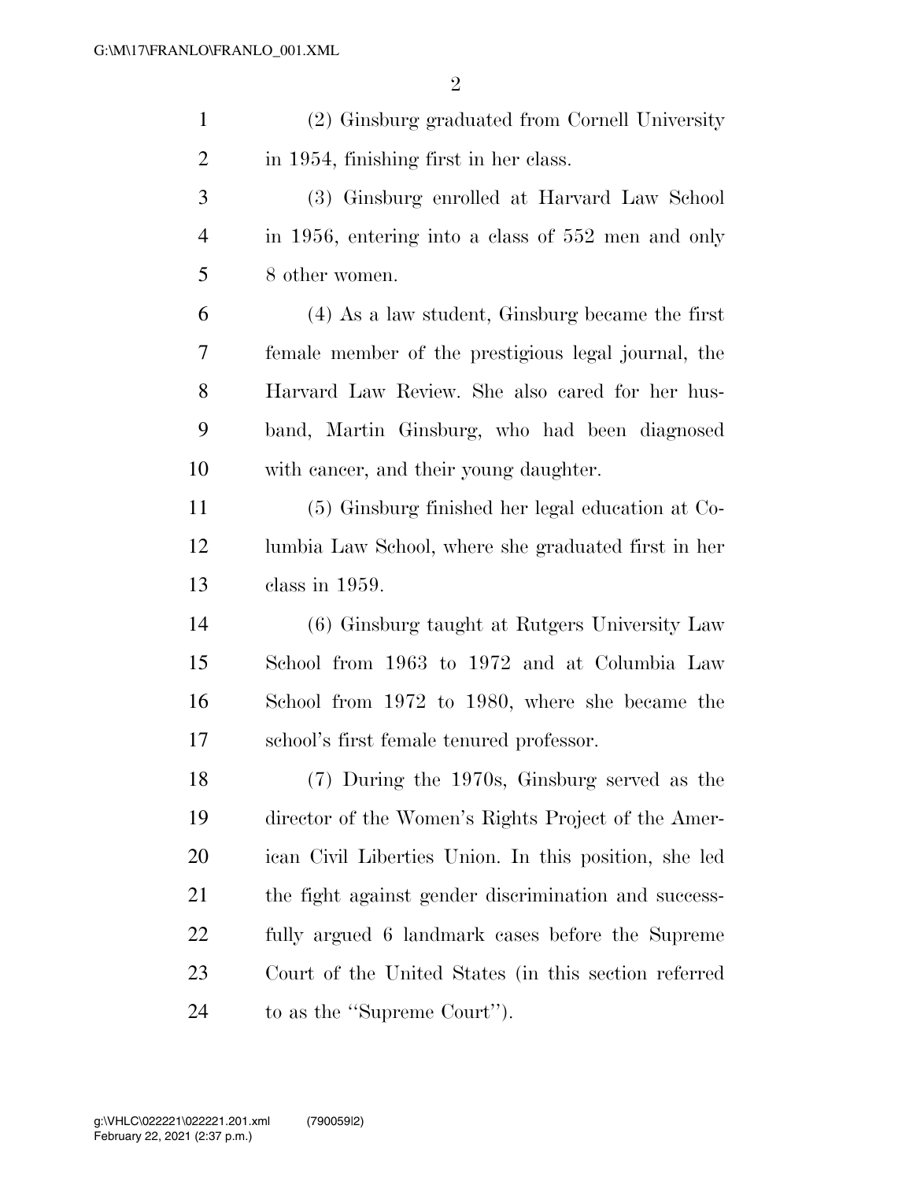(2) Ginsburg graduated from Cornell University in 1954, finishing first in her class.

(3) Ginsburg enrolled at Harvard Law School in 1956, entering into a class of 552 men and only 8 other women.

(4) As a law student, Ginsburg became the first female member of the prestigious legal journal, the Harvard Law Review. She also cared for her husband, Martin Ginsburg, who had been diagnosed with cancer, and their young daughter.

(5) Ginsburg finished her legal education at Columbia Law School, where she graduated first in her class in 1959.

(6) Ginsburg taught at Rutgers University Law School from 1963 to 1972 and at Columbia Law School from 1972 to 1980, where she became the school's first female tenured professor.

(7) During the 1970s, Ginsburg served as the director of the Women's Rights Project of the American Civil Liberties Union. In this position, she led the fight against gender discrimination and successfully argued 6 landmark cases before the Supreme Court of the United States (in this section referred to as the "Supreme Court").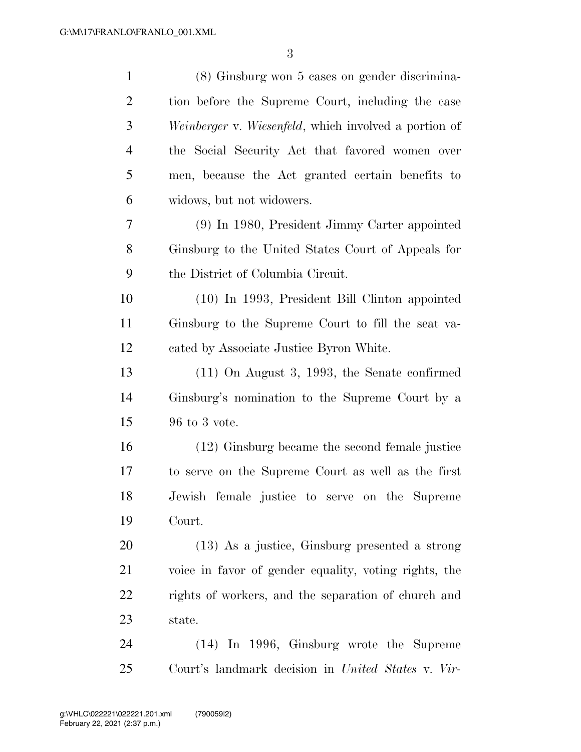(8) Ginsburg won 5 cases on gender discrimination before the Supreme Court, including the case *Weinberger* v. *Wiesenfeld*, which involved a portion of the Social Security Act that favored women over men, because the Act granted certain benefits to widows, but not widowers.

(9) In 1980, President Jimmy Carter appointed Ginsburg to the United States Court of Appeals for the District of Columbia Circuit.

(10) In 1993, President Bill Clinton appointed Ginsburg to the Supreme Court to fill the seat vacated by Associate Justice Byron White.

(11) On August 3, 1993, the Senate confirmed Ginsburg's nomination to the Supreme Court by a 96 to 3 vote.

(12) Ginsburg became the second female justice to serve on the Supreme Court as well as the first Jewish female justice to serve on the Supreme Court.

(13) As a justice, Ginsburg presented a strong voice in favor of gender equality, voting rights, the rights of workers, and the separation of church and state.

(14) In 1996, Ginsburg wrote the Supreme Court's landmark decision in *United States* v. *Vir-*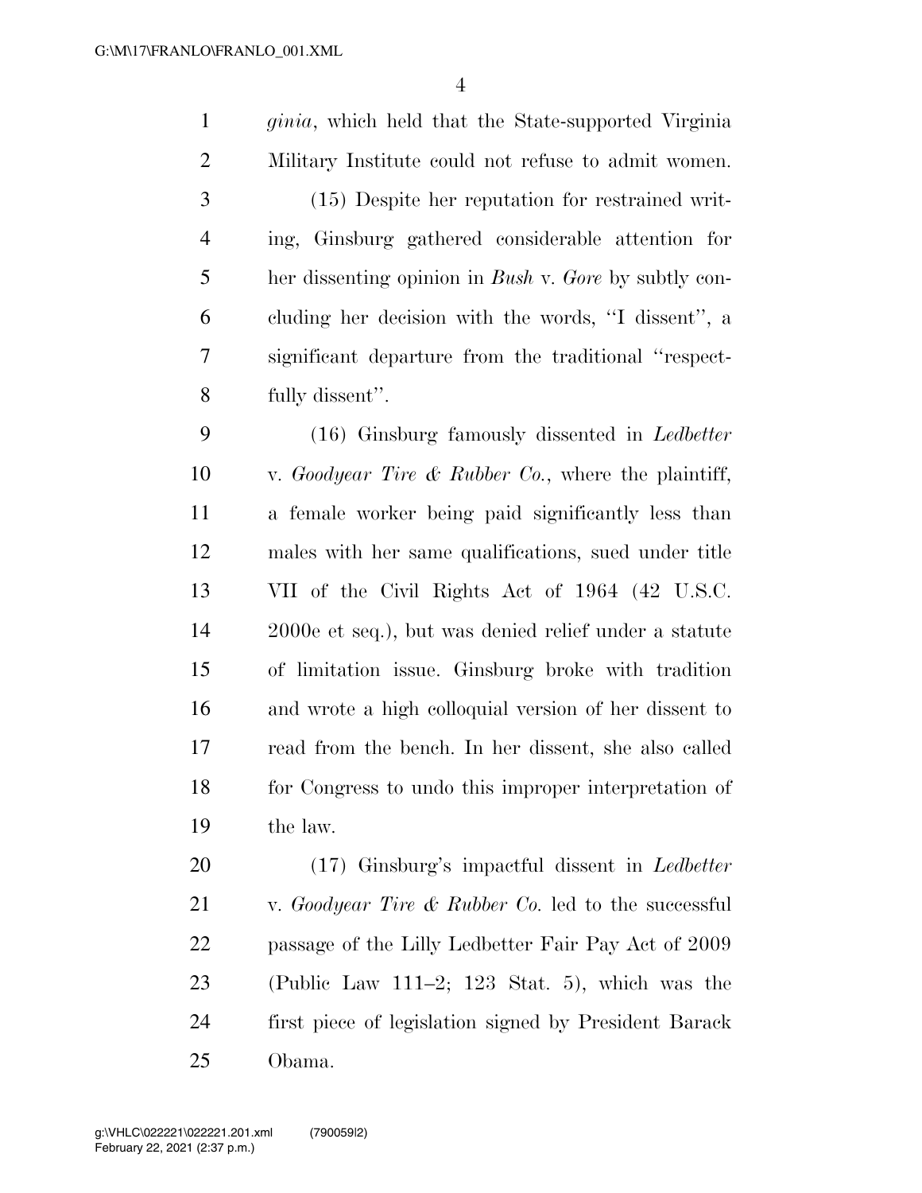*ginia*, which held that the State-supported Virginia Military Institute could not refuse to admit women.

(15) Despite her reputation for restrained writing, Ginsburg gathered considerable attention for her dissenting opinion in *Bush* v. *Gore* by subtly concluding her decision with the words, ''I dissent'', a significant departure from the traditional ''respectfully dissent''.

(16) Ginsburg famously dissented in *Ledbetter* v. *Goodyear Tire & Rubber Co.*, where the plaintiff, a female worker being paid significantly less than males with her same qualifications, sued under title VII of the Civil Rights Act of 1964 (42 U.S.C. 2000e et seq.), but was denied relief under a statute of limitation issue. Ginsburg broke with tradition and wrote a high colloquial version of her dissent to read from the bench. In her dissent, she also called for Congress to undo this improper interpretation of the law.

(17) Ginsburg's impactful dissent in *Ledbetter* v. *Goodyear Tire & Rubber Co.* led to the successful passage of the Lilly Ledbetter Fair Pay Act of 2009 (Public Law 111–2; 123 Stat. 5), which was the first piece of legislation signed by President Barack Obama.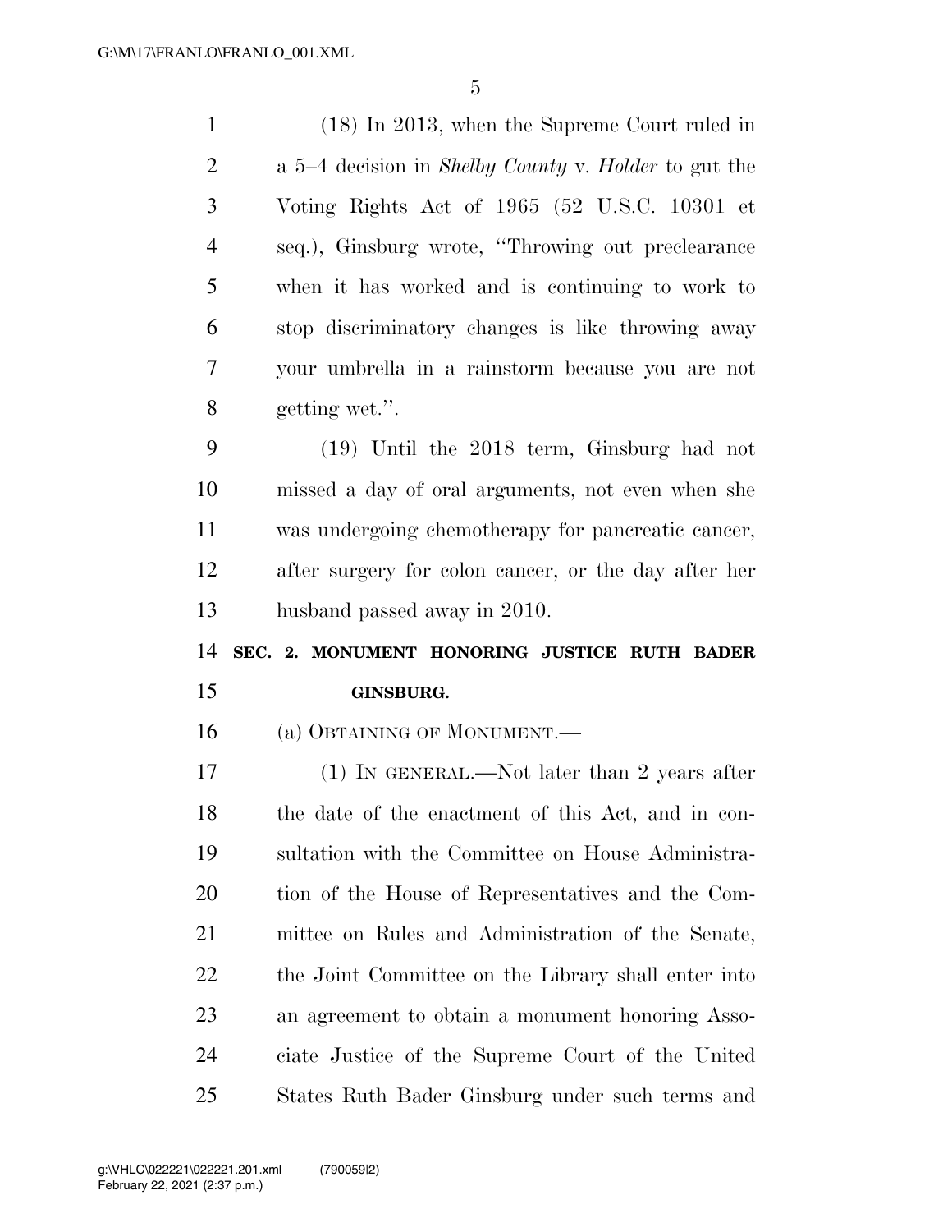(18) In 2013, when the Supreme Court ruled in a 5–4 decision in *Shelby County* v. *Holder* to gut the Voting Rights Act of 1965 (52 U.S.C. 10301 et seq.), Ginsburg wrote, "Throwing out preclearance when it has worked and is continuing to work to stop discriminatory changes is like throwing away your umbrella in a rainstorm because you are not getting wet.".

(19) Until the 2018 term, Ginsburg had not missed a day of oral arguments, not even when she was undergoing chemotherapy for pancreatic cancer, after surgery for colon cancer, or the day after her husband passed away in 2010.

## SEC. 2. MONUMENT HONORING JUSTICE RUTH BADER GINSBURG.

(a) OBTAINING OF MONUMENT.—

(1) IN GENERAL.—Not later than 2 years after the date of the enactment of this Act, and in consultation with the Committee on House Administration of the House of Representatives and the Committee on Rules and Administration of the Senate, the Joint Committee on the Library shall enter into an agreement to obtain a monument honoring Associate Justice of the Supreme Court of the United States Ruth Bader Ginsburg under such terms and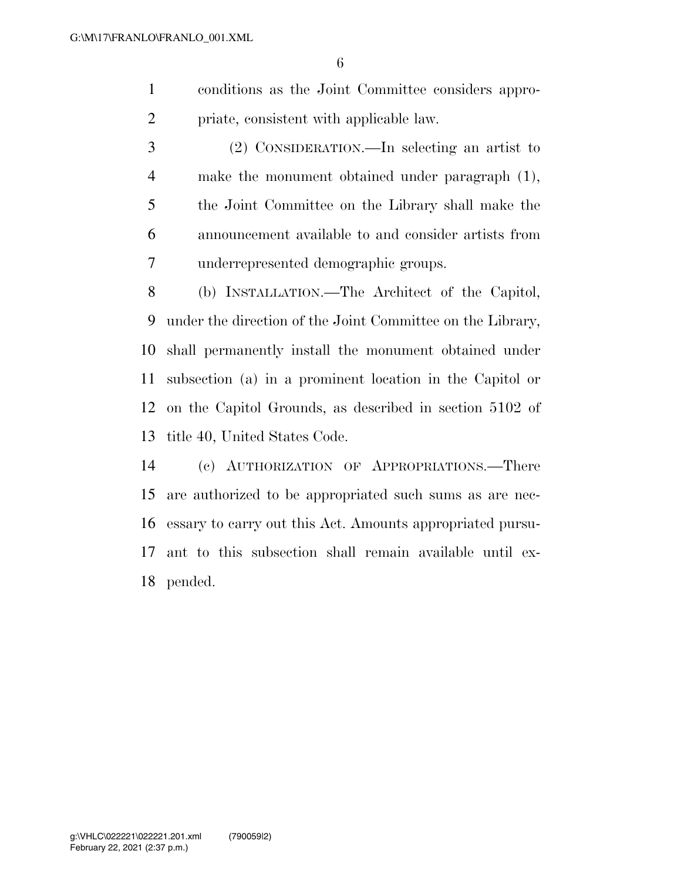conditions as the Joint Committee considers appropriate, consistent with applicable law.

(2) CONSIDERATION.—In selecting an artist to make the monument obtained under paragraph (1), the Joint Committee on the Library shall make the announcement available to and consider artists from underrepresented demographic groups.

(b) INSTALLATION.—The Architect of the Capitol, under the direction of the Joint Committee on the Library, shall permanently install the monument obtained under subsection (a) in a prominent location in the Capitol or on the Capitol Grounds, as described in section 5102 of title 40, United States Code.

(c) AUTHORIZATION OF APPROPRIATIONS.—There are authorized to be appropriated such sums as are necessary to carry out this Act. Amounts appropriated pursuant to this subsection shall remain available until expended.